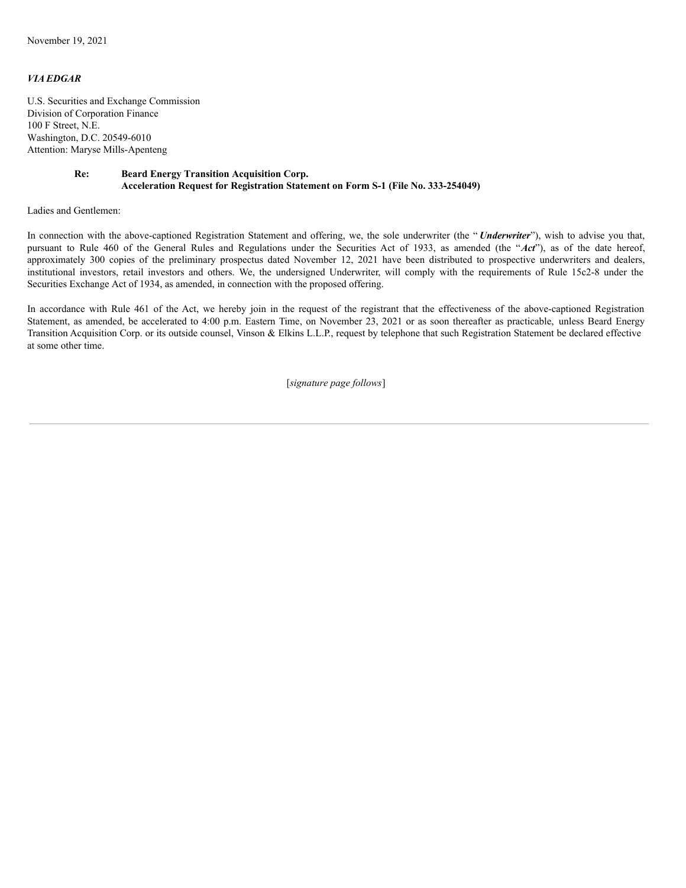November 19, 2021

***VIA EDGAR***

U.S. Securities and Exchange Commission
Division of Corporation Finance
100 F Street, N.E.
Washington, D.C. 20549-6010
Attention: Maryse Mills-Apenteng

**Re: Beard Energy Transition Acquisition Corp.**
**Acceleration Request for Registration Statement on Form S-1 (File No. 333-254049)**

Ladies and Gentlemen:

In connection with the above-captioned Registration Statement and offering, we, the sole underwriter (the "***Underwriter***"), wish to advise you that, pursuant to Rule 460 of the General Rules and Regulations under the Securities Act of 1933, as amended (the "***Act***"), as of the date hereof, approximately 300 copies of the preliminary prospectus dated November 12, 2021 have been distributed to prospective underwriters and dealers, institutional investors, retail investors and others. We, the undersigned Underwriter, will comply with the requirements of Rule 15c2-8 under the Securities Exchange Act of 1934, as amended, in connection with the proposed offering.

In accordance with Rule 461 of the Act, we hereby join in the request of the registrant that the effectiveness of the above-captioned Registration Statement, as amended, be accelerated to 4:00 p.m. Eastern Time, on November 23, 2021 or as soon thereafter as practicable, unless Beard Energy Transition Acquisition Corp. or its outside counsel, Vinson & Elkins L.L.P., request by telephone that such Registration Statement be declared effective at some other time.

[*signature page follows*]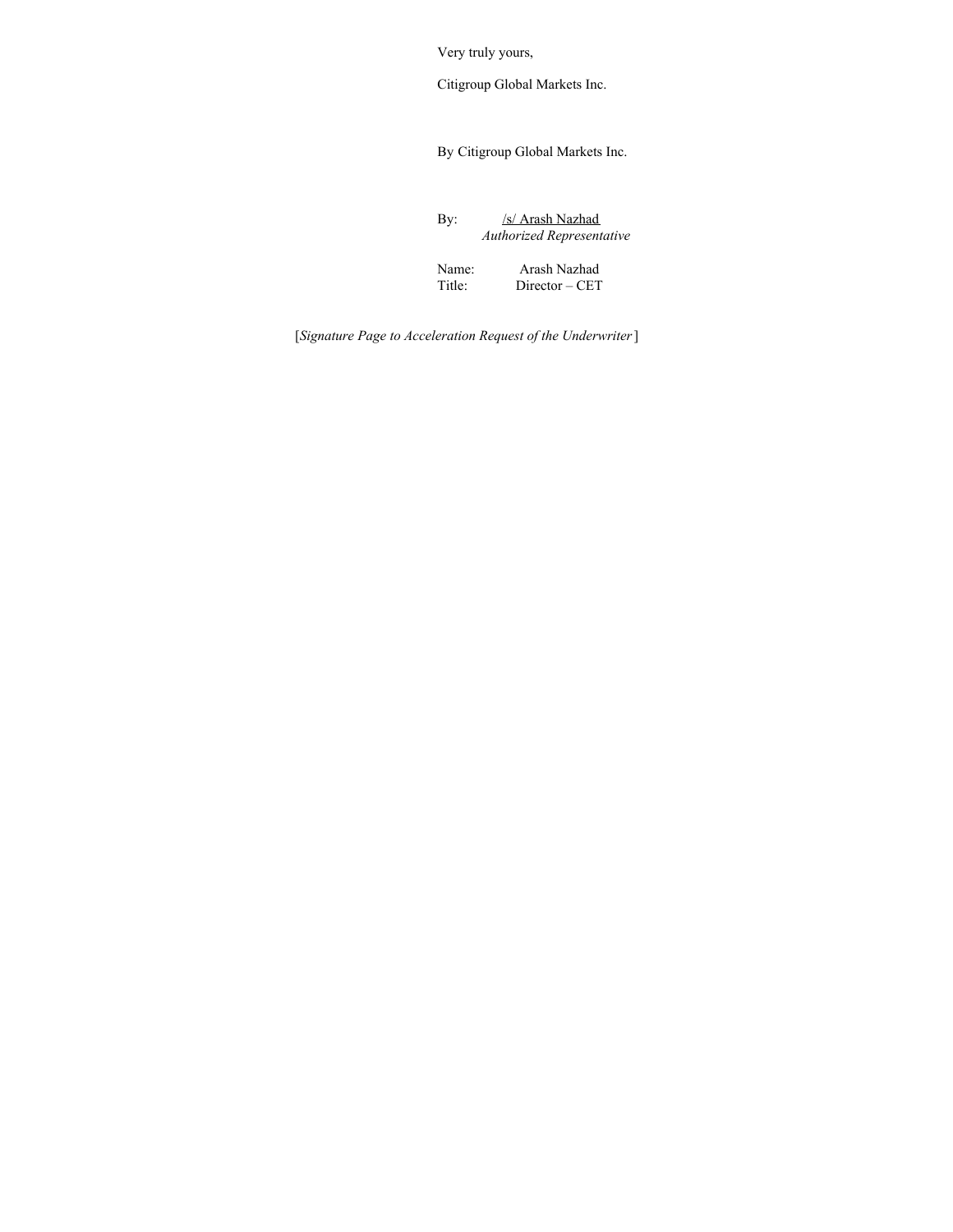Very truly yours,

Citigroup Global Markets Inc.

By Citigroup Global Markets Inc.

By: /s/ Arash Nazhad
*Authorized Representative*

Name: Arash Nazhad
Title: Director – CET

[*Signature Page to Acceleration Request of the Underwriter*]